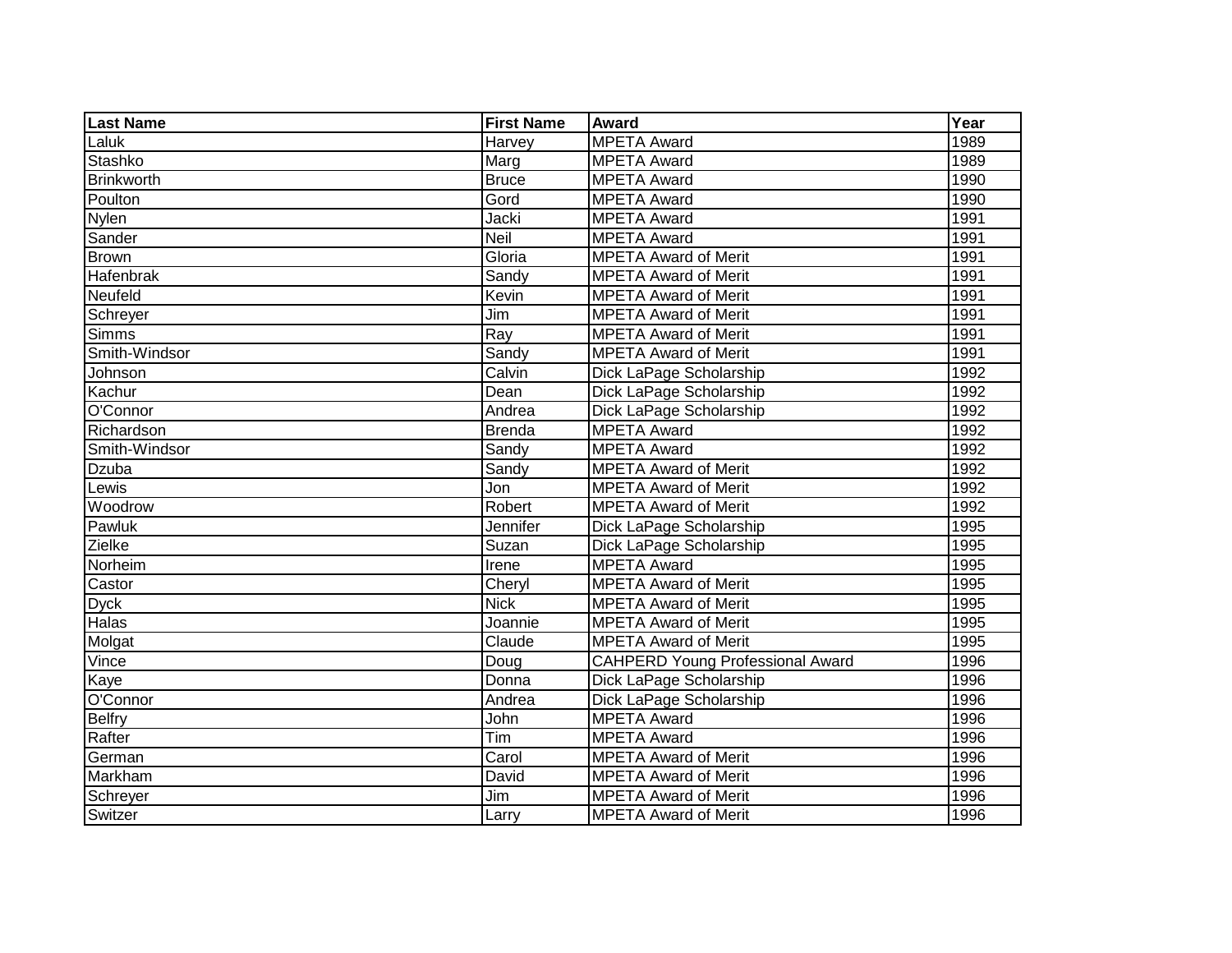| Last Name | First Name | Award | Year |
| --- | --- | --- | --- |
| Laluk | Harvey | MPETA Award | 1989 |
| Stashko | Marg | MPETA Award | 1989 |
| Brinkworth | Bruce | MPETA Award | 1990 |
| Poulton | Gord | MPETA Award | 1990 |
| Nylen | Jacki | MPETA Award | 1991 |
| Sander | Neil | MPETA Award | 1991 |
| Brown | Gloria | MPETA Award of Merit | 1991 |
| Hafenbrak | Sandy | MPETA Award of Merit | 1991 |
| Neufeld | Kevin | MPETA Award of Merit | 1991 |
| Schreyer | Jim | MPETA Award of Merit | 1991 |
| Simms | Ray | MPETA Award of Merit | 1991 |
| Smith-Windsor | Sandy | MPETA Award of Merit | 1991 |
| Johnson | Calvin | Dick LaPage Scholarship | 1992 |
| Kachur | Dean | Dick LaPage Scholarship | 1992 |
| O'Connor | Andrea | Dick LaPage Scholarship | 1992 |
| Richardson | Brenda | MPETA Award | 1992 |
| Smith-Windsor | Sandy | MPETA Award | 1992 |
| Dzuba | Sandy | MPETA Award of Merit | 1992 |
| Lewis | Jon | MPETA Award of Merit | 1992 |
| Woodrow | Robert | MPETA Award of Merit | 1992 |
| Pawluk | Jennifer | Dick LaPage Scholarship | 1995 |
| Zielke | Suzan | Dick LaPage Scholarship | 1995 |
| Norheim | Irene | MPETA Award | 1995 |
| Castor | Cheryl | MPETA Award of Merit | 1995 |
| Dyck | Nick | MPETA Award of Merit | 1995 |
| Halas | Joannie | MPETA Award of Merit | 1995 |
| Molgat | Claude | MPETA Award of Merit | 1995 |
| Vince | Doug | CAHPERD Young Professional Award | 1996 |
| Kaye | Donna | Dick LaPage Scholarship | 1996 |
| O'Connor | Andrea | Dick LaPage Scholarship | 1996 |
| Belfry | John | MPETA Award | 1996 |
| Rafter | Tim | MPETA Award | 1996 |
| German | Carol | MPETA Award of Merit | 1996 |
| Markham | David | MPETA Award of Merit | 1996 |
| Schreyer | Jim | MPETA Award of Merit | 1996 |
| Switzer | Larry | MPETA Award of Merit | 1996 |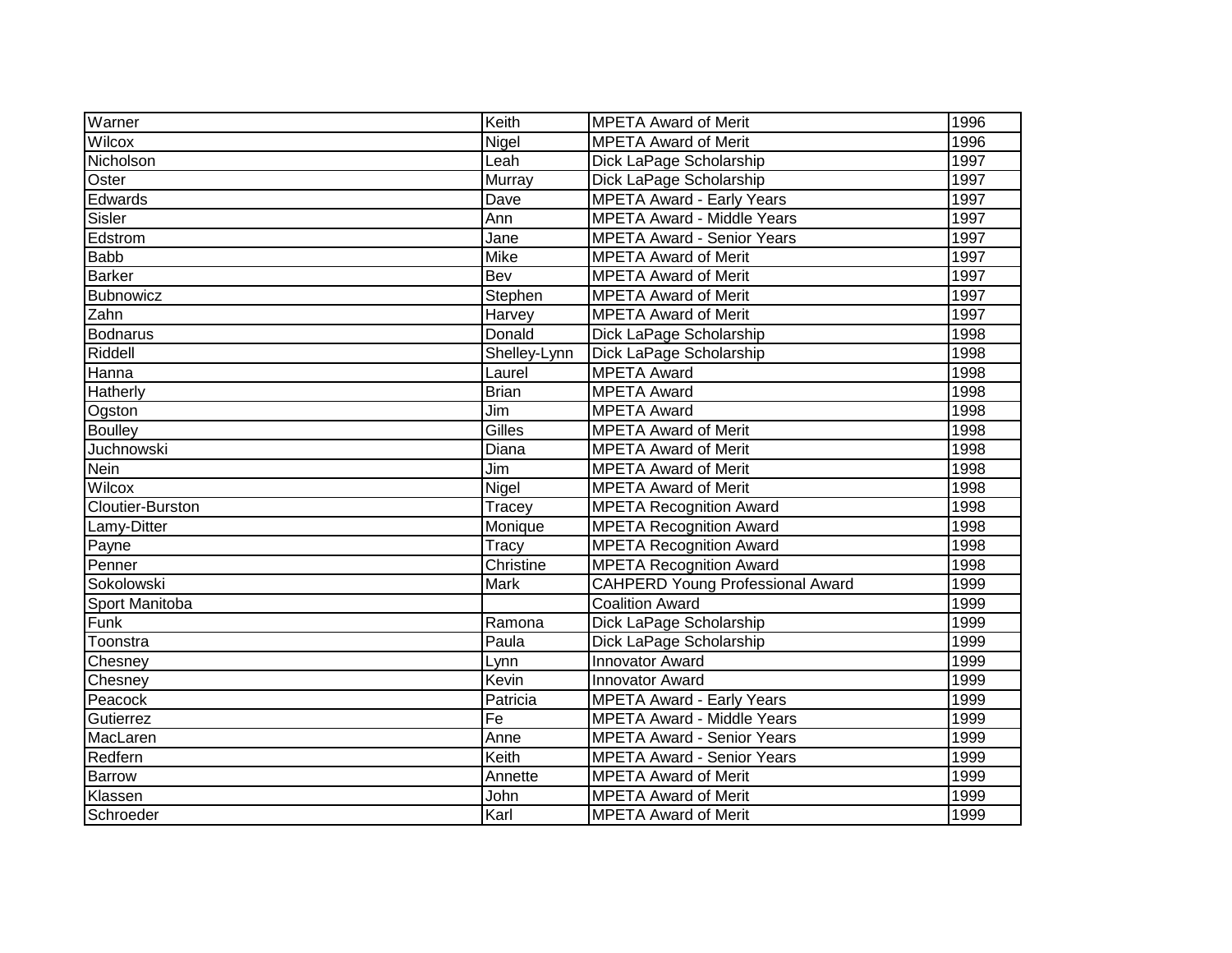| | | | |
|---|---|---|---|
| Warner | Keith | MPETA Award of Merit | 1996 |
| Wilcox | Nigel | MPETA Award of Merit | 1996 |
| Nicholson | Leah | Dick LaPage Scholarship | 1997 |
| Oster | Murray | Dick LaPage Scholarship | 1997 |
| Edwards | Dave | MPETA Award - Early Years | 1997 |
| Sisler | Ann | MPETA Award - Middle Years | 1997 |
| Edstrom | Jane | MPETA Award - Senior Years | 1997 |
| Babb | Mike | MPETA Award of Merit | 1997 |
| Barker | Bev | MPETA Award of Merit | 1997 |
| Bubnowicz | Stephen | MPETA Award of Merit | 1997 |
| Zahn | Harvey | MPETA Award of Merit | 1997 |
| Bodnarus | Donald | Dick LaPage Scholarship | 1998 |
| Riddell | Shelley-Lynn | Dick LaPage Scholarship | 1998 |
| Hanna | Laurel | MPETA Award | 1998 |
| Hatherly | Brian | MPETA Award | 1998 |
| Ogston | Jim | MPETA Award | 1998 |
| Boulley | Gilles | MPETA Award of Merit | 1998 |
| Juchnowski | Diana | MPETA Award of Merit | 1998 |
| Nein | Jim | MPETA Award of Merit | 1998 |
| Wilcox | Nigel | MPETA Award of Merit | 1998 |
| Cloutier-Burston | Tracey | MPETA Recognition Award | 1998 |
| Lamy-Ditter | Monique | MPETA Recognition Award | 1998 |
| Payne | Tracy | MPETA Recognition Award | 1998 |
| Penner | Christine | MPETA Recognition Award | 1998 |
| Sokolowski | Mark | CAHPERD Young Professional Award | 1999 |
| Sport Manitoba | | Coalition Award | 1999 |
| Funk | Ramona | Dick LaPage Scholarship | 1999 |
| Toonstra | Paula | Dick LaPage Scholarship | 1999 |
| Chesney | Lynn | Innovator Award | 1999 |
| Chesney | Kevin | Innovator Award | 1999 |
| Peacock | Patricia | MPETA Award - Early Years | 1999 |
| Gutierrez | Fe | MPETA Award - Middle Years | 1999 |
| MacLaren | Anne | MPETA Award - Senior Years | 1999 |
| Redfern | Keith | MPETA Award - Senior Years | 1999 |
| Barrow | Annette | MPETA Award of Merit | 1999 |
| Klassen | John | MPETA Award of Merit | 1999 |
| Schroeder | Karl | MPETA Award of Merit | 1999 |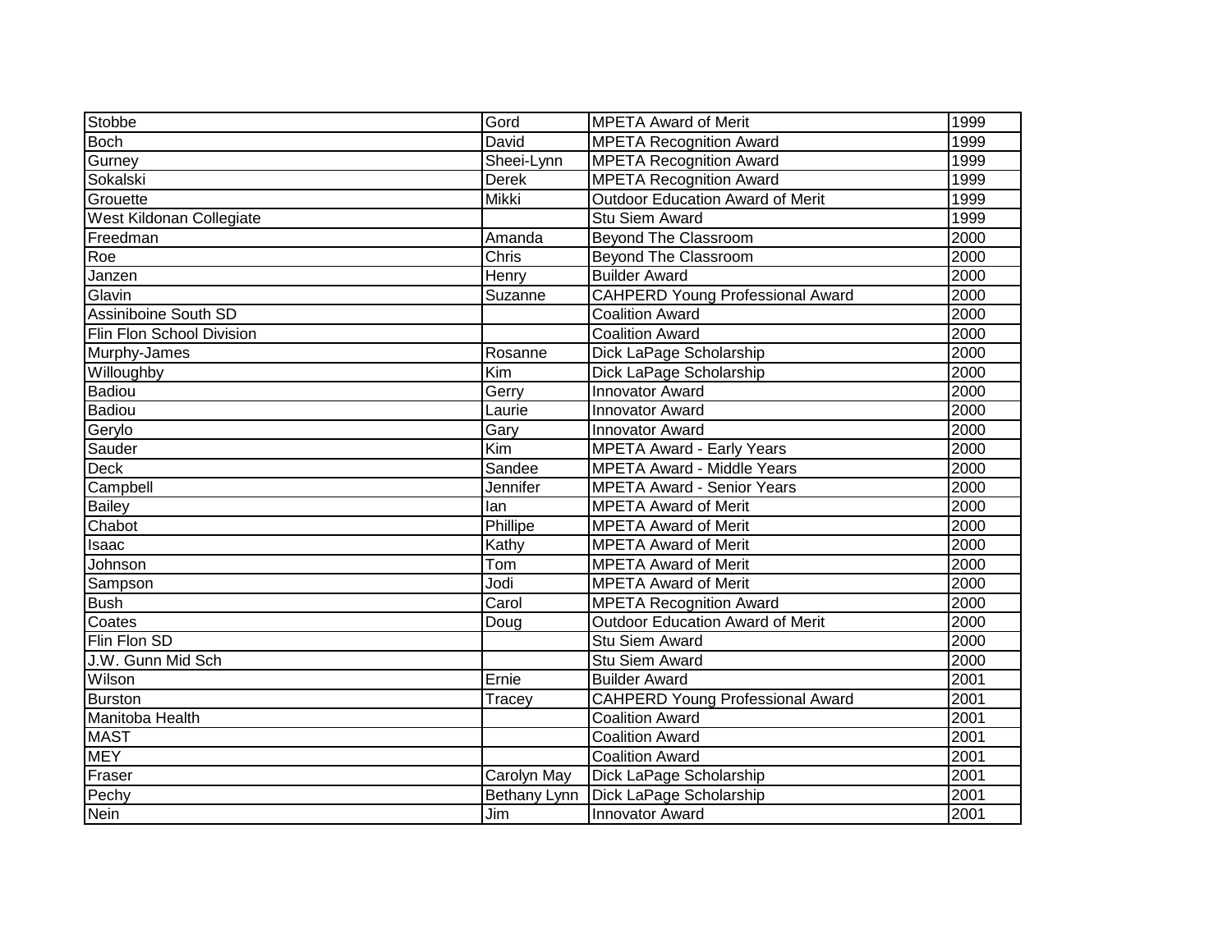| | | | |
|---|---|---|---|
| Stobbe | Gord | MPETA Award of Merit | 1999 |
| Boch | David | MPETA Recognition Award | 1999 |
| Gurney | Sheei-Lynn | MPETA Recognition Award | 1999 |
| Sokalski | Derek | MPETA Recognition Award | 1999 |
| Grouette | Mikki | Outdoor Education Award of Merit | 1999 |
| West Kildonan Collegiate | | Stu Siem Award | 1999 |
| Freedman | Amanda | Beyond The Classroom | 2000 |
| Roe | Chris | Beyond The Classroom | 2000 |
| Janzen | Henry | Builder Award | 2000 |
| Glavin | Suzanne | CAHPERD Young Professional Award | 2000 |
| Assiniboine South SD | | Coalition Award | 2000 |
| Flin Flon School Division | | Coalition Award | 2000 |
| Murphy-James | Rosanne | Dick LaPage Scholarship | 2000 |
| Willoughby | Kim | Dick LaPage Scholarship | 2000 |
| Badiou | Gerry | Innovator Award | 2000 |
| Badiou | Laurie | Innovator Award | 2000 |
| Gerylo | Gary | Innovator Award | 2000 |
| Sauder | Kim | MPETA Award - Early Years | 2000 |
| Deck | Sandee | MPETA Award - Middle Years | 2000 |
| Campbell | Jennifer | MPETA Award - Senior Years | 2000 |
| Bailey | Ian | MPETA Award of Merit | 2000 |
| Chabot | Phillipe | MPETA Award of Merit | 2000 |
| Isaac | Kathy | MPETA Award of Merit | 2000 |
| Johnson | Tom | MPETA Award of Merit | 2000 |
| Sampson | Jodi | MPETA Award of Merit | 2000 |
| Bush | Carol | MPETA Recognition Award | 2000 |
| Coates | Doug | Outdoor Education Award of Merit | 2000 |
| Flin Flon SD | | Stu Siem Award | 2000 |
| J.W. Gunn Mid Sch | | Stu Siem Award | 2000 |
| Wilson | Ernie | Builder Award | 2001 |
| Burston | Tracey | CAHPERD Young Professional Award | 2001 |
| Manitoba Health | | Coalition Award | 2001 |
| MAST | | Coalition Award | 2001 |
| MEY | | Coalition Award | 2001 |
| Fraser | Carolyn May | Dick LaPage Scholarship | 2001 |
| Pechy | Bethany Lynn | Dick LaPage Scholarship | 2001 |
| Nein | Jim | Innovator Award | 2001 |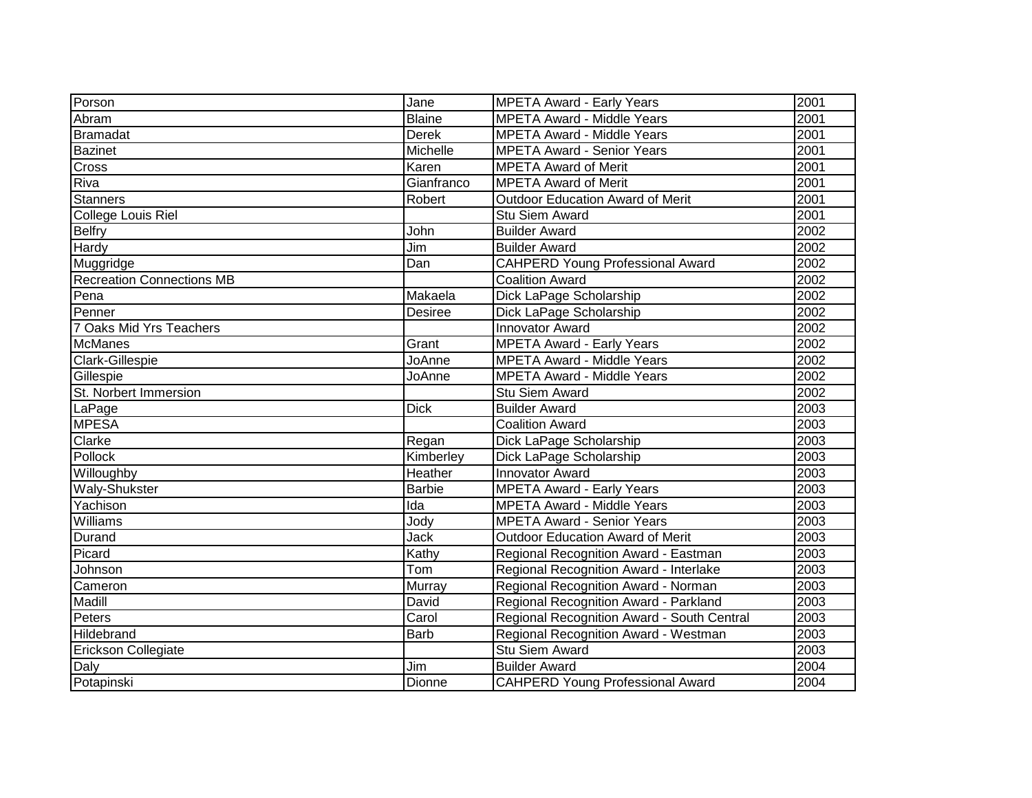| | | | |
|---|---|---|---|
| Porson | Jane | MPETA Award - Early Years | 2001 |
| Abram | Blaine | MPETA Award - Middle Years | 2001 |
| Bramadat | Derek | MPETA Award - Middle Years | 2001 |
| Bazinet | Michelle | MPETA Award - Senior Years | 2001 |
| Cross | Karen | MPETA Award of Merit | 2001 |
| Riva | Gianfranco | MPETA Award of Merit | 2001 |
| Stanners | Robert | Outdoor Education Award of Merit | 2001 |
| College Louis Riel | | Stu Siem Award | 2001 |
| Belfry | John | Builder Award | 2002 |
| Hardy | Jim | Builder Award | 2002 |
| Muggridge | Dan | CAHPERD Young Professional Award | 2002 |
| Recreation Connections MB | | Coalition Award | 2002 |
| Pena | Makaela | Dick LaPage Scholarship | 2002 |
| Penner | Desiree | Dick LaPage Scholarship | 2002 |
| 7 Oaks Mid Yrs Teachers | | Innovator Award | 2002 |
| McManes | Grant | MPETA Award - Early Years | 2002 |
| Clark-Gillespie | JoAnne | MPETA Award - Middle Years | 2002 |
| Gillespie | JoAnne | MPETA Award - Middle Years | 2002 |
| St. Norbert Immersion | | Stu Siem Award | 2002 |
| LaPage | Dick | Builder Award | 2003 |
| MPESA | | Coalition Award | 2003 |
| Clarke | Regan | Dick LaPage Scholarship | 2003 |
| Pollock | Kimberley | Dick LaPage Scholarship | 2003 |
| Willoughby | Heather | Innovator Award | 2003 |
| Waly-Shukster | Barbie | MPETA Award - Early Years | 2003 |
| Yachison | Ida | MPETA Award - Middle Years | 2003 |
| Williams | Jody | MPETA Award - Senior Years | 2003 |
| Durand | Jack | Outdoor Education Award of Merit | 2003 |
| Picard | Kathy | Regional Recognition Award - Eastman | 2003 |
| Johnson | Tom | Regional Recognition Award - Interlake | 2003 |
| Cameron | Murray | Regional Recognition Award - Norman | 2003 |
| Madill | David | Regional Recognition Award - Parkland | 2003 |
| Peters | Carol | Regional Recognition Award - South Central | 2003 |
| Hildebrand | Barb | Regional Recognition Award - Westman | 2003 |
| Erickson Collegiate | | Stu Siem Award | 2003 |
| Daly | Jim | Builder Award | 2004 |
| Potapinski | Dionne | CAHPERD Young Professional Award | 2004 |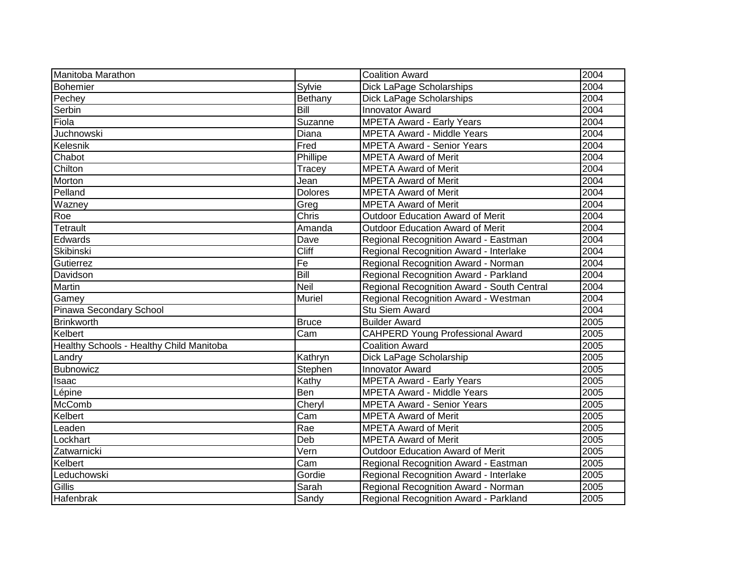| | | | |
|---|---|---|---|
| Manitoba Marathon | | Coalition Award | 2004 |
| Bohemier | Sylvie | Dick LaPage Scholarships | 2004 |
| Pechey | Bethany | Dick LaPage Scholarships | 2004 |
| Serbin | Bill | Innovator Award | 2004 |
| Fiola | Suzanne | MPETA Award - Early Years | 2004 |
| Juchnowski | Diana | MPETA Award - Middle Years | 2004 |
| Kelesnik | Fred | MPETA Award - Senior Years | 2004 |
| Chabot | Phillipe | MPETA Award of Merit | 2004 |
| Chilton | Tracey | MPETA Award of Merit | 2004 |
| Morton | Jean | MPETA Award of Merit | 2004 |
| Pelland | Dolores | MPETA Award of Merit | 2004 |
| Wazney | Greg | MPETA Award of Merit | 2004 |
| Roe | Chris | Outdoor Education Award of Merit | 2004 |
| Tetrault | Amanda | Outdoor Education Award of Merit | 2004 |
| Edwards | Dave | Regional Recognition Award - Eastman | 2004 |
| Skibinski | Cliff | Regional Recognition Award - Interlake | 2004 |
| Gutierrez | Fe | Regional Recognition Award - Norman | 2004 |
| Davidson | Bill | Regional Recognition Award - Parkland | 2004 |
| Martin | Neil | Regional Recognition Award - South Central | 2004 |
| Gamey | Muriel | Regional Recognition Award - Westman | 2004 |
| Pinawa Secondary School | | Stu Siem Award | 2004 |
| Brinkworth | Bruce | Builder Award | 2005 |
| Kelbert | Cam | CAHPERD Young Professional Award | 2005 |
| Healthy Schools - Healthy Child Manitoba | | Coalition Award | 2005 |
| Landry | Kathryn | Dick LaPage Scholarship | 2005 |
| Bubnowicz | Stephen | Innovator Award | 2005 |
| Isaac | Kathy | MPETA Award - Early Years | 2005 |
| Lépine | Ben | MPETA Award - Middle Years | 2005 |
| McComb | Cheryl | MPETA Award - Senior Years | 2005 |
| Kelbert | Cam | MPETA Award of Merit | 2005 |
| Leaden | Rae | MPETA Award of Merit | 2005 |
| Lockhart | Deb | MPETA Award of Merit | 2005 |
| Zatwarnicki | Vern | Outdoor Education Award of Merit | 2005 |
| Kelbert | Cam | Regional Recognition Award - Eastman | 2005 |
| Leduchowski | Gordie | Regional Recognition Award - Interlake | 2005 |
| Gillis | Sarah | Regional Recognition Award - Norman | 2005 |
| Hafenbrak | Sandy | Regional Recognition Award - Parkland | 2005 |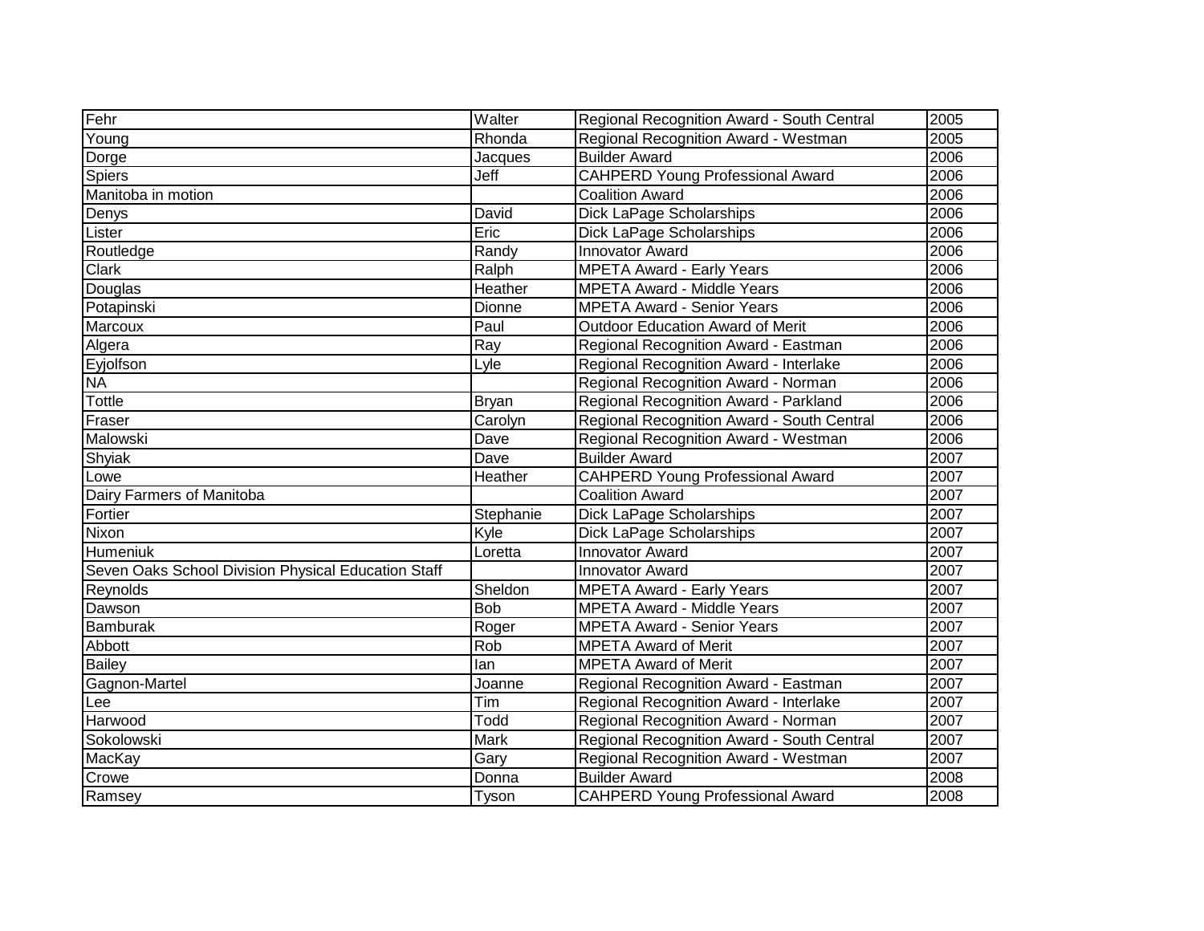| | | | |
|---|---|---|---|
| Fehr | Walter | Regional Recognition Award - South Central | 2005 |
| Young | Rhonda | Regional Recognition Award - Westman | 2005 |
| Dorge | Jacques | Builder Award | 2006 |
| Spiers | Jeff | CAHPERD Young Professional Award | 2006 |
| Manitoba in motion | | Coalition Award | 2006 |
| Denys | David | Dick LaPage Scholarships | 2006 |
| Lister | Eric | Dick LaPage Scholarships | 2006 |
| Routledge | Randy | Innovator Award | 2006 |
| Clark | Ralph | MPETA Award - Early Years | 2006 |
| Douglas | Heather | MPETA Award - Middle Years | 2006 |
| Potapinski | Dionne | MPETA Award - Senior Years | 2006 |
| Marcoux | Paul | Outdoor Education Award of Merit | 2006 |
| Algera | Ray | Regional Recognition Award - Eastman | 2006 |
| Eyjolfson | Lyle | Regional Recognition Award - Interlake | 2006 |
| NA | | Regional Recognition Award - Norman | 2006 |
| Tottle | Bryan | Regional Recognition Award - Parkland | 2006 |
| Fraser | Carolyn | Regional Recognition Award - South Central | 2006 |
| Malowski | Dave | Regional Recognition Award - Westman | 2006 |
| Shyiak | Dave | Builder Award | 2007 |
| Lowe | Heather | CAHPERD Young Professional Award | 2007 |
| Dairy Farmers of Manitoba | | Coalition Award | 2007 |
| Fortier | Stephanie | Dick LaPage Scholarships | 2007 |
| Nixon | Kyle | Dick LaPage Scholarships | 2007 |
| Humeniuk | Loretta | Innovator Award | 2007 |
| Seven Oaks School Division Physical Education Staff | | Innovator Award | 2007 |
| Reynolds | Sheldon | MPETA Award - Early Years | 2007 |
| Dawson | Bob | MPETA Award - Middle Years | 2007 |
| Bamburak | Roger | MPETA Award - Senior Years | 2007 |
| Abbott | Rob | MPETA Award of Merit | 2007 |
| Bailey | Ian | MPETA Award of Merit | 2007 |
| Gagnon-Martel | Joanne | Regional Recognition Award - Eastman | 2007 |
| Lee | Tim | Regional Recognition Award - Interlake | 2007 |
| Harwood | Todd | Regional Recognition Award - Norman | 2007 |
| Sokolowski | Mark | Regional Recognition Award - South Central | 2007 |
| MacKay | Gary | Regional Recognition Award - Westman | 2007 |
| Crowe | Donna | Builder Award | 2008 |
| Ramsey | Tyson | CAHPERD Young Professional Award | 2008 |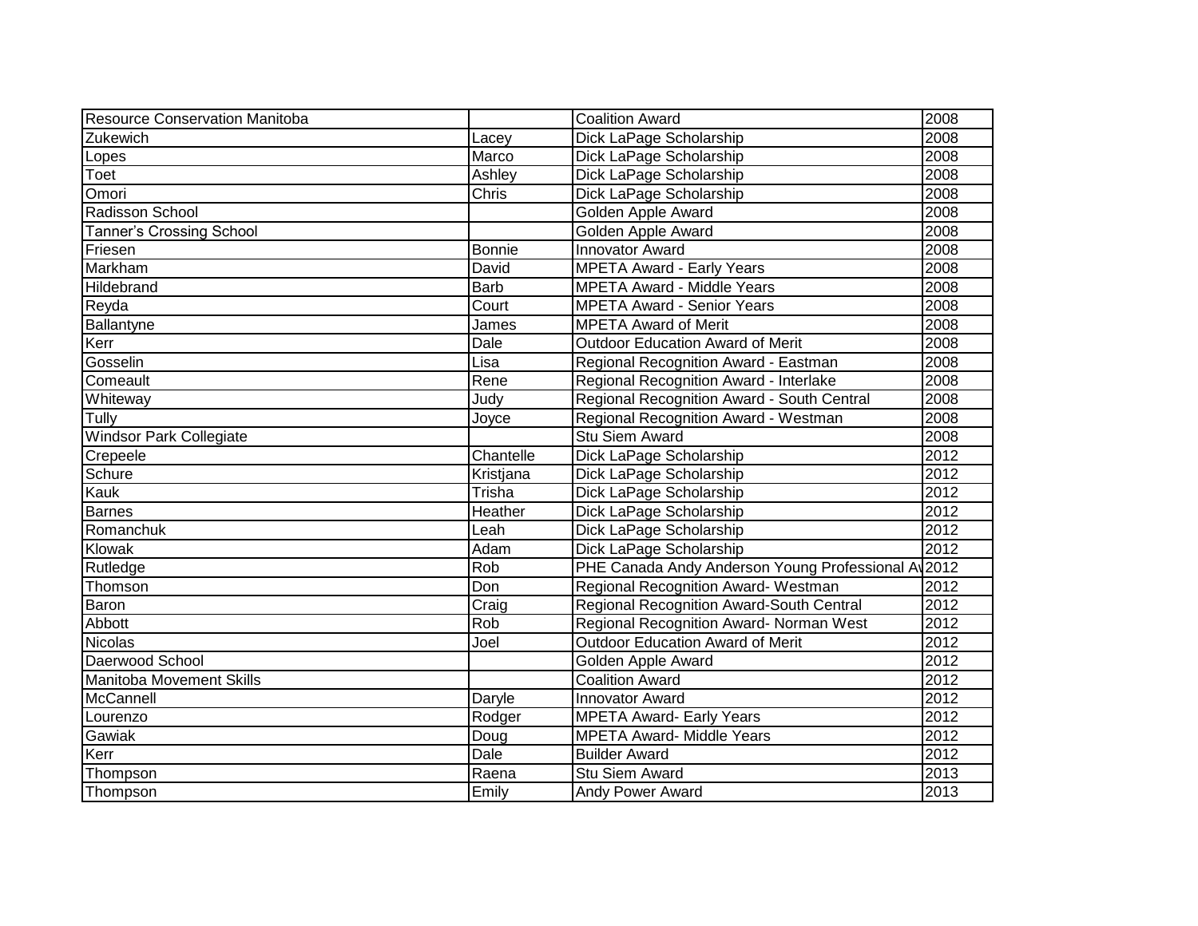| | | | |
|---|---|---|---|
| Resource Conservation Manitoba | | Coalition Award | 2008 |
| Zukewich | Lacey | Dick LaPage Scholarship | 2008 |
| Lopes | Marco | Dick LaPage Scholarship | 2008 |
| Toet | Ashley | Dick LaPage Scholarship | 2008 |
| Omori | Chris | Dick LaPage Scholarship | 2008 |
| Radisson School | | Golden Apple Award | 2008 |
| Tanner's Crossing School | | Golden Apple Award | 2008 |
| Friesen | Bonnie | Innovator Award | 2008 |
| Markham | David | MPETA Award - Early Years | 2008 |
| Hildebrand | Barb | MPETA Award - Middle Years | 2008 |
| Reyda | Court | MPETA Award - Senior Years | 2008 |
| Ballantyne | James | MPETA Award of Merit | 2008 |
| Kerr | Dale | Outdoor Education Award of Merit | 2008 |
| Gosselin | Lisa | Regional Recognition Award - Eastman | 2008 |
| Comeault | Rene | Regional Recognition Award - Interlake | 2008 |
| Whiteway | Judy | Regional Recognition Award - South Central | 2008 |
| Tully | Joyce | Regional Recognition Award - Westman | 2008 |
| Windsor Park Collegiate | | Stu Siem Award | 2008 |
| Crepeele | Chantelle | Dick LaPage Scholarship | 2012 |
| Schure | Kristjana | Dick LaPage Scholarship | 2012 |
| Kauk | Trisha | Dick LaPage Scholarship | 2012 |
| Barnes | Heather | Dick LaPage Scholarship | 2012 |
| Romanchuk | Leah | Dick LaPage Scholarship | 2012 |
| Klowak | Adam | Dick LaPage Scholarship | 2012 |
| Rutledge | Rob | PHE Canada Andy Anderson Young Professional Av | 2012 |
| Thomson | Don | Regional Recognition Award- Westman | 2012 |
| Baron | Craig | Regional Recognition Award-South Central | 2012 |
| Abbott | Rob | Regional Recognition Award- Norman West | 2012 |
| Nicolas | Joel | Outdoor Education Award of Merit | 2012 |
| Daerwood School | | Golden Apple Award | 2012 |
| Manitoba Movement Skills | | Coalition Award | 2012 |
| McCannell | Daryle | Innovator Award | 2012 |
| Lourenzo | Rodger | MPETA Award- Early Years | 2012 |
| Gawiak | Doug | MPETA Award- Middle Years | 2012 |
| Kerr | Dale | Builder Award | 2012 |
| Thompson | Raena | Stu Siem Award | 2013 |
| Thompson | Emily | Andy Power Award | 2013 |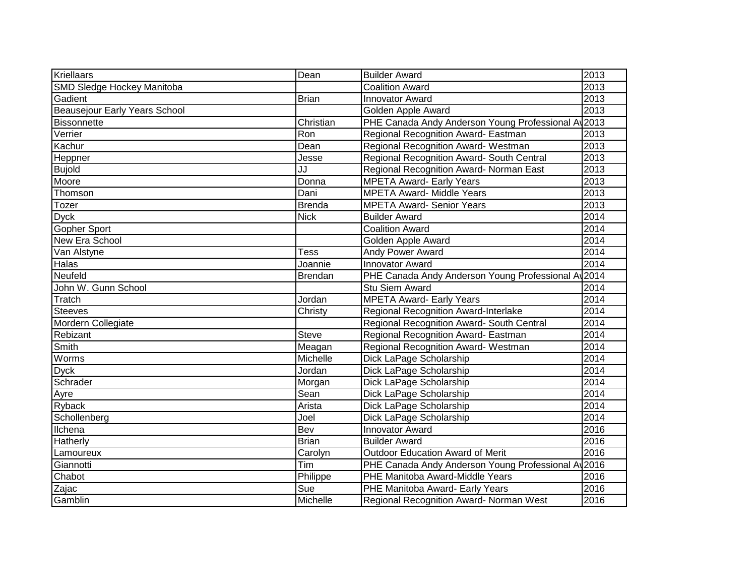| | | | |
|---|---|---|---|
| Kriellaars | Dean | Builder Award | 2013 |
| SMD Sledge Hockey Manitoba | | Coalition Award | 2013 |
| Gadient | Brian | Innovator Award | 2013 |
| Beausejour Early Years School | | Golden Apple Award | 2013 |
| Bissonnette | Christian | PHE Canada Andy Anderson Young Professional Av | 2013 |
| Verrier | Ron | Regional Recognition Award- Eastman | 2013 |
| Kachur | Dean | Regional Recognition Award- Westman | 2013 |
| Heppner | Jesse | Regional Recognition Award- South Central | 2013 |
| Bujold | JJ | Regional Recognition Award- Norman East | 2013 |
| Moore | Donna | MPETA Award- Early Years | 2013 |
| Thomson | Dani | MPETA Award- Middle Years | 2013 |
| Tozer | Brenda | MPETA Award- Senior Years | 2013 |
| Dyck | Nick | Builder Award | 2014 |
| Gopher Sport | | Coalition Award | 2014 |
| New Era School | | Golden Apple Award | 2014 |
| Van Alstyne | Tess | Andy Power Award | 2014 |
| Halas | Joannie | Innovator Award | 2014 |
| Neufeld | Brendan | PHE Canada Andy Anderson Young Professional Av | 2014 |
| John W. Gunn School | | Stu Siem Award | 2014 |
| Tratch | Jordan | MPETA Award- Early Years | 2014 |
| Steeves | Christy | Regional Recognition Award-Interlake | 2014 |
| Mordern Collegiate | | Regional Recognition Award- South Central | 2014 |
| Rebizant | Steve | Regional Recognition Award- Eastman | 2014 |
| Smith | Meagan | Regional Recognition Award- Westman | 2014 |
| Worms | Michelle | Dick LaPage Scholarship | 2014 |
| Dyck | Jordan | Dick LaPage Scholarship | 2014 |
| Schrader | Morgan | Dick LaPage Scholarship | 2014 |
| Ayre | Sean | Dick LaPage Scholarship | 2014 |
| Ryback | Arista | Dick LaPage Scholarship | 2014 |
| Schollenberg | Joel | Dick LaPage Scholarship | 2014 |
| Ilchena | Bev | Innovator Award | 2016 |
| Hatherly | Brian | Builder Award | 2016 |
| Lamoureux | Carolyn | Outdoor Education Award of Merit | 2016 |
| Giannotti | Tim | PHE Canada Andy Anderson Young Professional Av | 2016 |
| Chabot | Philippe | PHE Manitoba Award-Middle Years | 2016 |
| Zajac | Sue | PHE Manitoba Award- Early Years | 2016 |
| Gamblin | Michelle | Regional Recognition Award- Norman West | 2016 |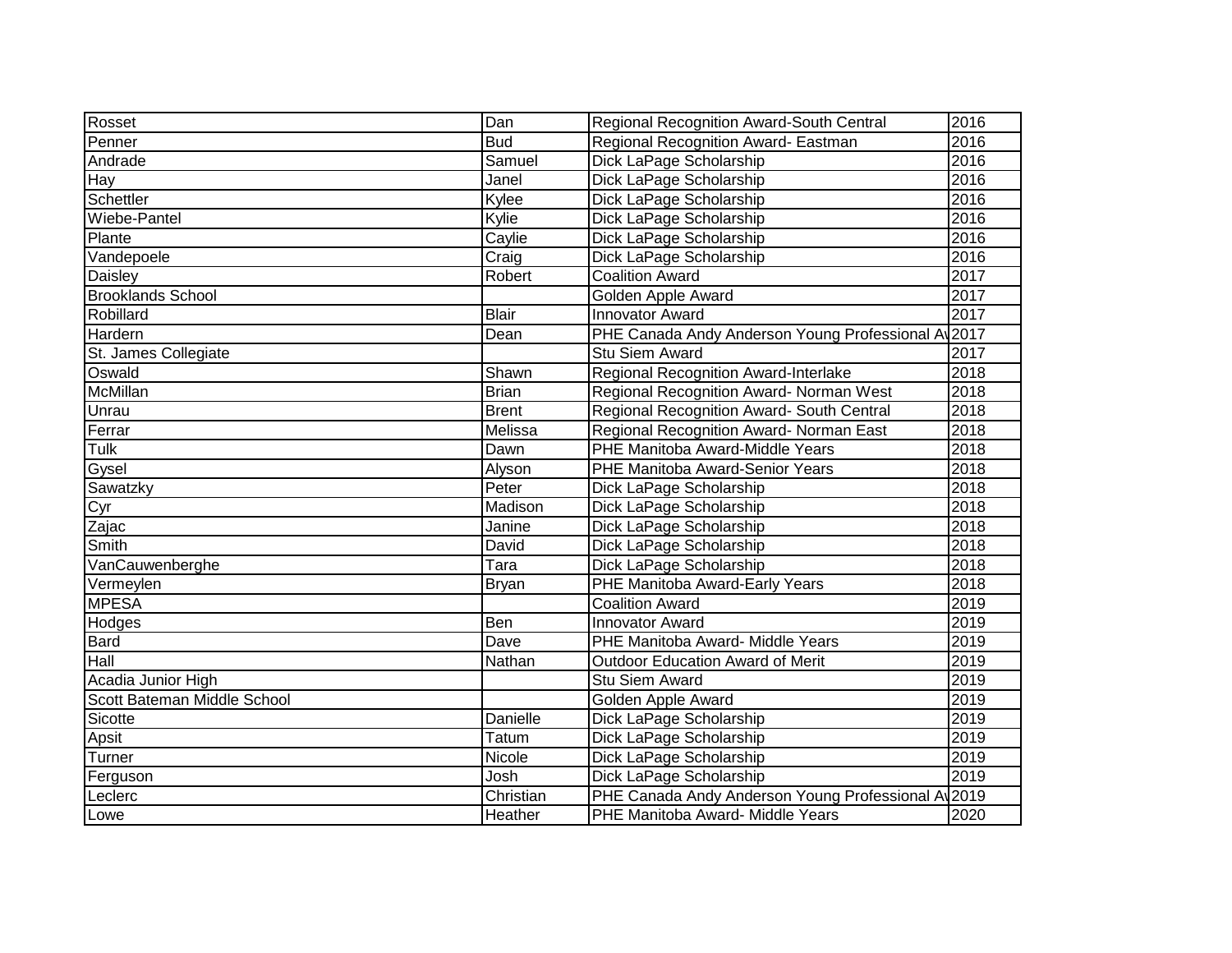| | | | |
|---|---|---|---|
| Rosset | Dan | Regional Recognition Award-South Central | 2016 |
| Penner | Bud | Regional Recognition Award- Eastman | 2016 |
| Andrade | Samuel | Dick LaPage Scholarship | 2016 |
| Hay | Janel | Dick LaPage Scholarship | 2016 |
| Schettler | Kylee | Dick LaPage Scholarship | 2016 |
| Wiebe-Pantel | Kylie | Dick LaPage Scholarship | 2016 |
| Plante | Caylie | Dick LaPage Scholarship | 2016 |
| Vandepoele | Craig | Dick LaPage Scholarship | 2016 |
| Daisley | Robert | Coalition Award | 2017 |
| Brooklands School | | Golden Apple Award | 2017 |
| Robillard | Blair | Innovator Award | 2017 |
| Hardern | Dean | PHE Canada Andy Anderson Young Professional Av | 2017 |
| St. James Collegiate | | Stu Siem Award | 2017 |
| Oswald | Shawn | Regional Recognition Award-Interlake | 2018 |
| McMillan | Brian | Regional Recognition Award- Norman West | 2018 |
| Unrau | Brent | Regional Recognition Award- South Central | 2018 |
| Ferrar | Melissa | Regional Recognition Award- Norman East | 2018 |
| Tulk | Dawn | PHE Manitoba Award-Middle Years | 2018 |
| Gysel | Alyson | PHE Manitoba Award-Senior Years | 2018 |
| Sawatzky | Peter | Dick LaPage Scholarship | 2018 |
| Cyr | Madison | Dick LaPage Scholarship | 2018 |
| Zajac | Janine | Dick LaPage Scholarship | 2018 |
| Smith | David | Dick LaPage Scholarship | 2018 |
| VanCauwenberghe | Tara | Dick LaPage Scholarship | 2018 |
| Vermeylen | Bryan | PHE Manitoba Award-Early Years | 2018 |
| MPESA | | Coalition Award | 2019 |
| Hodges | Ben | Innovator Award | 2019 |
| Bard | Dave | PHE Manitoba Award- Middle Years | 2019 |
| Hall | Nathan | Outdoor Education Award of Merit | 2019 |
| Acadia Junior High | | Stu Siem Award | 2019 |
| Scott Bateman Middle School | | Golden Apple Award | 2019 |
| Sicotte | Danielle | Dick LaPage Scholarship | 2019 |
| Apsit | Tatum | Dick LaPage Scholarship | 2019 |
| Turner | Nicole | Dick LaPage Scholarship | 2019 |
| Ferguson | Josh | Dick LaPage Scholarship | 2019 |
| Leclerc | Christian | PHE Canada Andy Anderson Young Professional Av | 2019 |
| Lowe | Heather | PHE Manitoba Award- Middle Years | 2020 |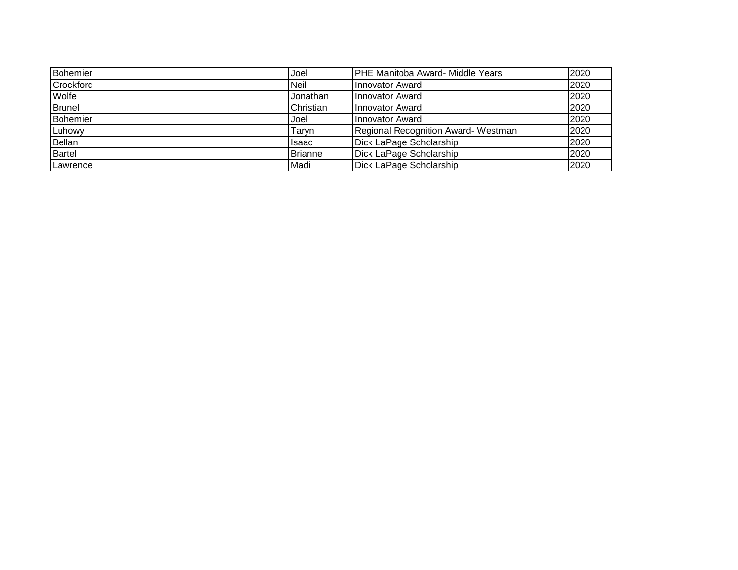| | | | |
|---|---|---|---|
| Bohemier | Joel | PHE Manitoba Award- Middle Years | 2020 |
| Crockford | Neil | Innovator Award | 2020 |
| Wolfe | Jonathan | Innovator Award | 2020 |
| Brunel | Christian | Innovator Award | 2020 |
| Bohemier | Joel | Innovator Award | 2020 |
| Luhowy | Taryn | Regional Recognition Award- Westman | 2020 |
| Bellan | Isaac | Dick LaPage Scholarship | 2020 |
| Bartel | Brianne | Dick LaPage Scholarship | 2020 |
| Lawrence | Madi | Dick LaPage Scholarship | 2020 |